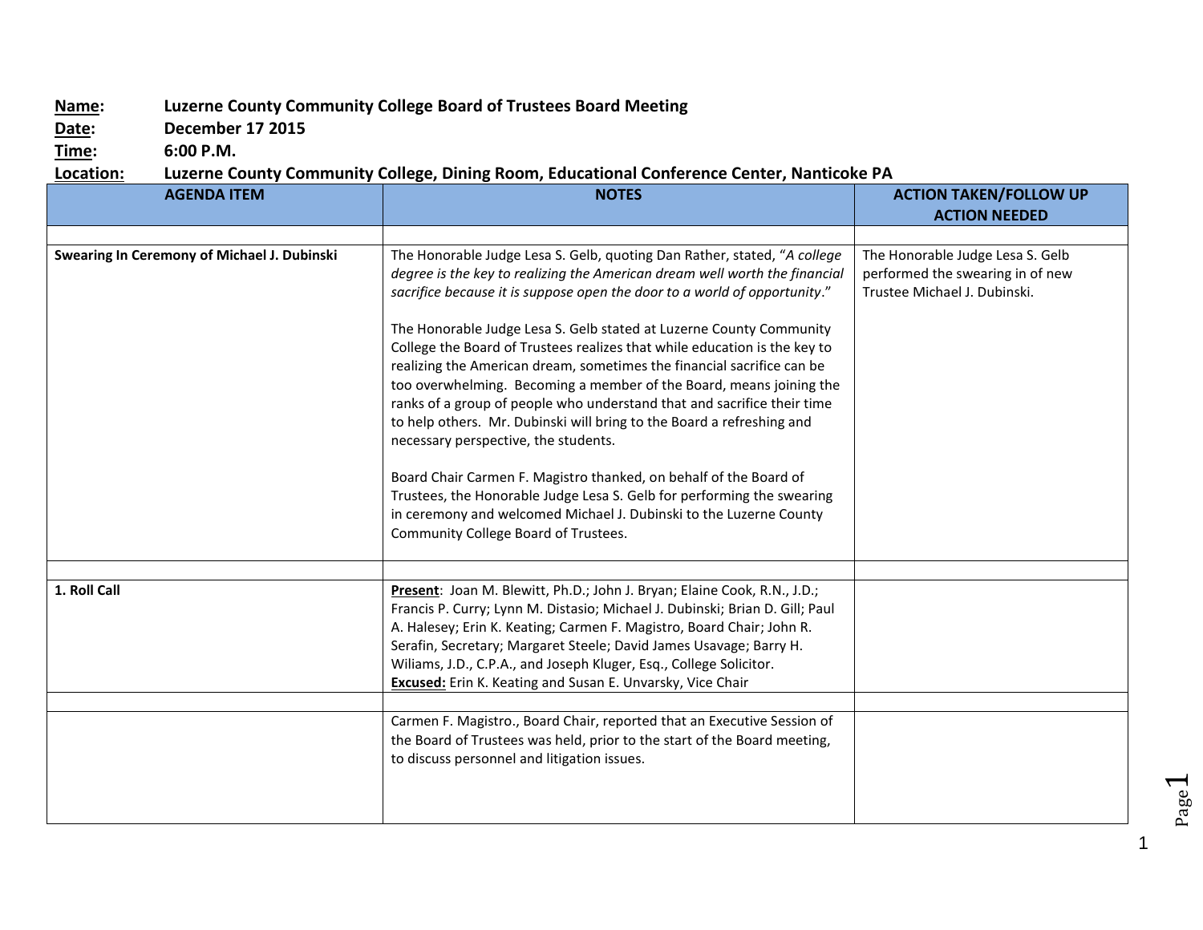**Name:** Luzerne County Community College Board of Trustees Board Meeting
**Date:** December 17 2015
**Time:** 6:00 P.M.
**Location:** Luzerne County Community College, Dining Room, Educational Conference Center, Nanticoke PA

| AGENDA ITEM | NOTES | ACTION TAKEN/FOLLOW UP ACTION NEEDED |
|---|---|---|
| | | |
| **Swearing In Ceremony of Michael J. Dubinski** | The Honorable Judge Lesa S. Gelb, quoting Dan Rather, stated, "*A college degree is the key to realizing the American dream well worth the financial sacrifice because it is suppose open the door to a world of opportunity*."<br><br>The Honorable Judge Lesa S. Gelb stated at Luzerne County Community College the Board of Trustees realizes that while education is the key to realizing the American dream, sometimes the financial sacrifice can be too overwhelming. Becoming a member of the Board, means joining the ranks of a group of people who understand that and sacrifice their time to help others. Mr. Dubinski will bring to the Board a refreshing and necessary perspective, the students.<br><br>Board Chair Carmen F. Magistro thanked, on behalf of the Board of Trustees, the Honorable Judge Lesa S. Gelb for performing the swearing in ceremony and welcomed Michael J. Dubinski to the Luzerne County Community College Board of Trustees. | The Honorable Judge Lesa S. Gelb performed the swearing in of new Trustee Michael J. Dubinski. |
| | | |
| **1. Roll Call** | **Present**: Joan M. Blewitt, Ph.D.; John J. Bryan; Elaine Cook, R.N., J.D.; Francis P. Curry; Lynn M. Distasio; Michael J. Dubinski; Brian D. Gill; Paul A. Halesey; Erin K. Keating; Carmen F. Magistro, Board Chair; John R. Serafin, Secretary; Margaret Steele; David James Usavage; Barry H. Wiliams, J.D., C.P.A., and Joseph Kluger, Esq., College Solicitor.<br>**Excused:** Erin K. Keating and Susan E. Unvarsky, Vice Chair | |
| | | |
| | Carmen F. Magistro., Board Chair, reported that an Executive Session of the Board of Trustees was held, prior to the start of the Board meeting, to discuss personnel and litigation issues. | |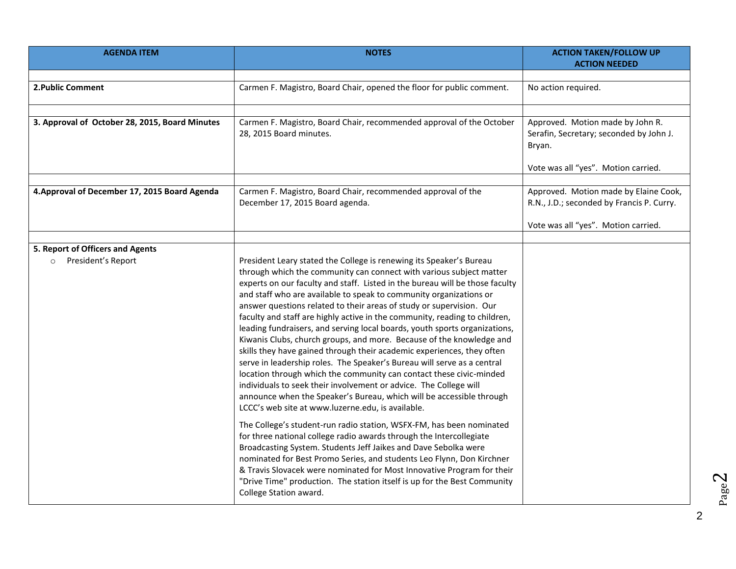| AGENDA ITEM | NOTES | ACTION TAKEN/FOLLOW UP ACTION NEEDED |
|---|---|---|
| | | |
| **2.Public Comment** | Carmen F. Magistro, Board Chair, opened the floor for public comment. | No action required. |
| | | |
| **3. Approval of October 28, 2015, Board Minutes** | Carmen F. Magistro, Board Chair, recommended approval of the October 28, 2015 Board minutes. | Approved. Motion made by John R. Serafin, Secretary; seconded by John J. Bryan.<br><br>Vote was all "yes". Motion carried. |
| | | |
| **4.Approval of December 17, 2015 Board Agenda** | Carmen F. Magistro, Board Chair, recommended approval of the December 17, 2015 Board agenda. | Approved. Motion made by Elaine Cook, R.N., J.D.; seconded by Francis P. Curry.<br><br>Vote was all "yes". Motion carried. |
| | | |
| **5. Report of Officers and Agents**<br>○ President's Report | President Leary stated the College is renewing its Speaker's Bureau through which the community can connect with various subject matter experts on our faculty and staff. Listed in the bureau will be those faculty and staff who are available to speak to community organizations or answer questions related to their areas of study or supervision. Our faculty and staff are highly active in the community, reading to children, leading fundraisers, and serving local boards, youth sports organizations, Kiwanis Clubs, church groups, and more. Because of the knowledge and skills they have gained through their academic experiences, they often serve in leadership roles. The Speaker's Bureau will serve as a central location through which the community can contact these civic-minded individuals to seek their involvement or advice. The College will announce when the Speaker's Bureau, which will be accessible through LCCC's web site at www.luzerne.edu, is available.<br><br>The College's student-run radio station, WSFX-FM, has been nominated for three national college radio awards through the Intercollegiate Broadcasting System. Students Jeff Jaikes and Dave Sebolka were nominated for Best Promo Series, and students Leo Flynn, Don Kirchner & Travis Slovacek were nominated for Most Innovative Program for their "Drive Time" production. The station itself is up for the Best Community College Station award. | |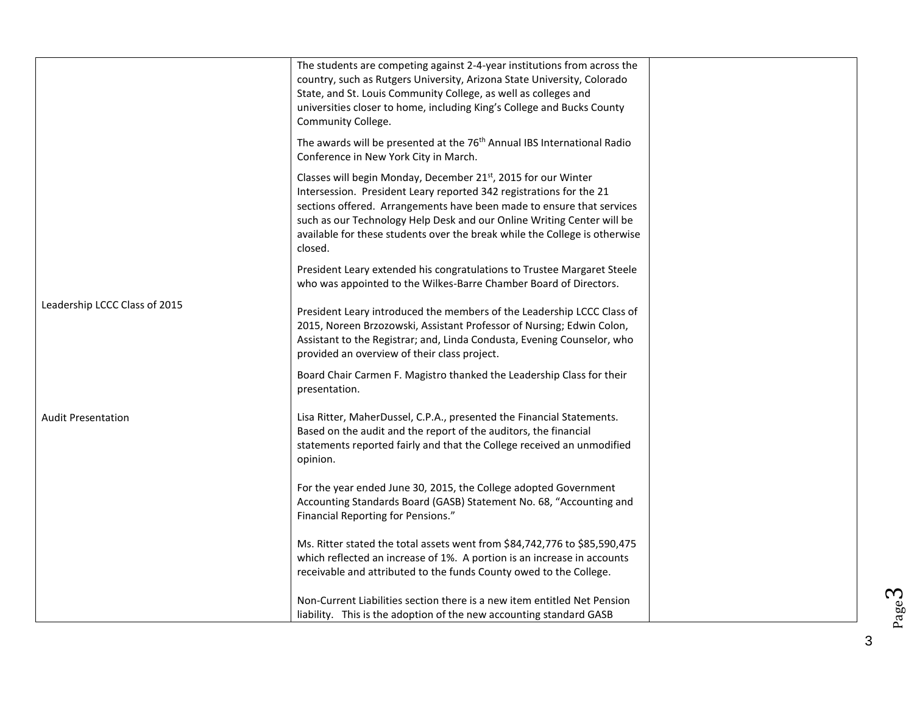| | | |
|---|---|---|
| | The students are competing against 2-4-year institutions from across the country, such as Rutgers University, Arizona State University, Colorado State, and St. Louis Community College, as well as colleges and universities closer to home, including King's College and Bucks County Community College.<br><br>The awards will be presented at the 76th Annual IBS International Radio Conference in New York City in March.<br><br>Classes will begin Monday, December 21st, 2015 for our Winter Intersession. President Leary reported 342 registrations for the 21 sections offered. Arrangements have been made to ensure that services such as our Technology Help Desk and our Online Writing Center will be available for these students over the break while the College is otherwise closed.<br><br>President Leary extended his congratulations to Trustee Margaret Steele who was appointed to the Wilkes-Barre Chamber Board of Directors. | |
| Leadership LCCC Class of 2015 | President Leary introduced the members of the Leadership LCCC Class of 2015, Noreen Brzozowski, Assistant Professor of Nursing; Edwin Colon, Assistant to the Registrar; and, Linda Condusta, Evening Counselor, who provided an overview of their class project.<br><br>Board Chair Carmen F. Magistro thanked the Leadership Class for their presentation. | |
| Audit Presentation | Lisa Ritter, MaherDussel, C.P.A., presented the Financial Statements. Based on the audit and the report of the auditors, the financial statements reported fairly and that the College received an unmodified opinion.<br><br>For the year ended June 30, 2015, the College adopted Government Accounting Standards Board (GASB) Statement No. 68, "Accounting and Financial Reporting for Pensions."<br><br>Ms. Ritter stated the total assets went from \$84,742,776 to \$85,590,475 which reflected an increase of 1%. A portion is an increase in accounts receivable and attributed to the funds County owed to the College.<br><br>Non-Current Liabilities section there is a new item entitled Net Pension liability. This is the adoption of the new accounting standard GASB | |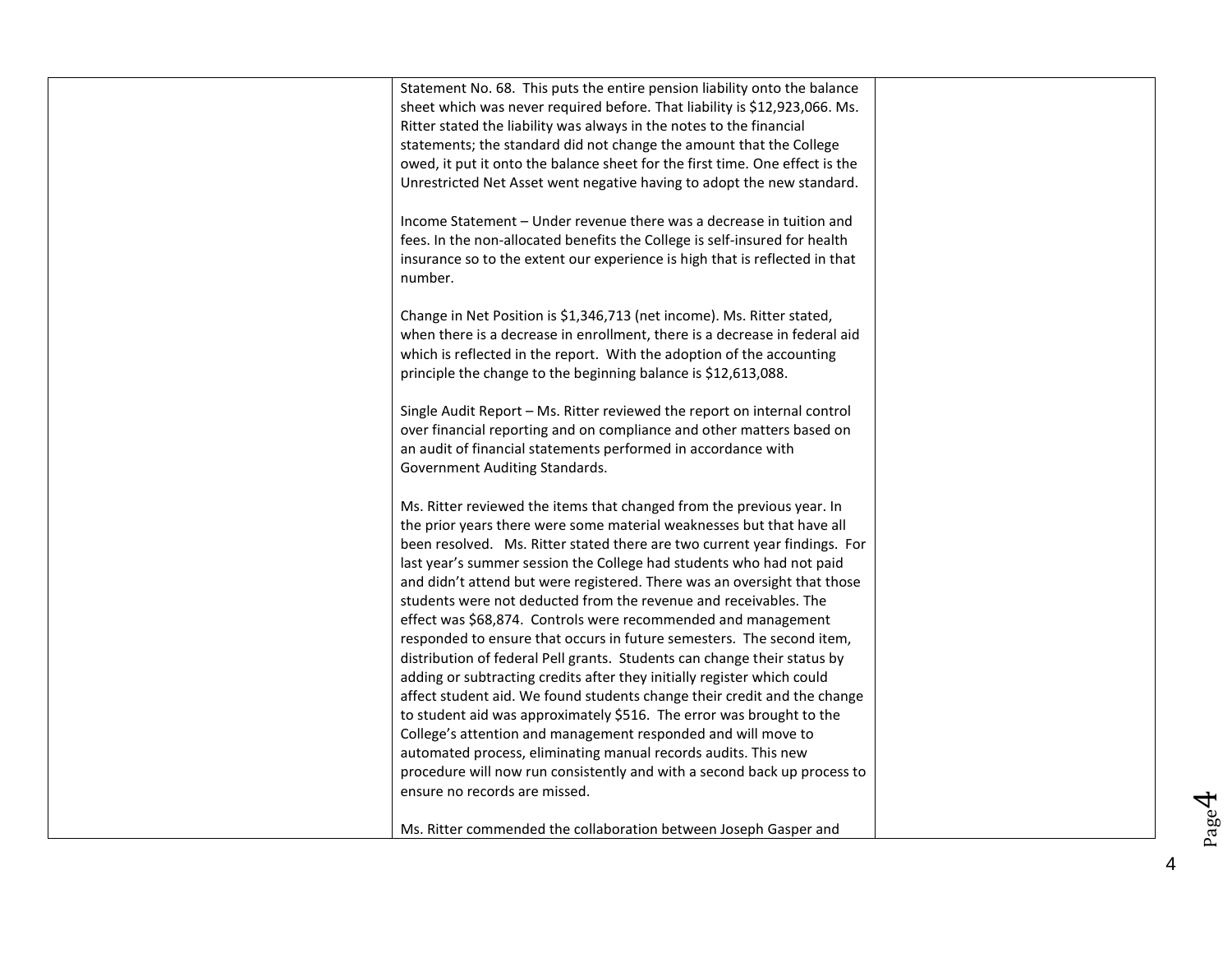| | | |
|---|---|---|
| | Statement No. 68. This puts the entire pension liability onto the balance sheet which was never required before. That liability is $12,923,066. Ms. Ritter stated the liability was always in the notes to the financial statements; the standard did not change the amount that the College owed, it put it onto the balance sheet for the first time. One effect is the Unrestricted Net Asset went negative having to adopt the new standard.<br><br>Income Statement – Under revenue there was a decrease in tuition and fees. In the non-allocated benefits the College is self-insured for health insurance so to the extent our experience is high that is reflected in that number.<br><br>Change in Net Position is $1,346,713 (net income). Ms. Ritter stated, when there is a decrease in enrollment, there is a decrease in federal aid which is reflected in the report. With the adoption of the accounting principle the change to the beginning balance is $12,613,088.<br><br>Single Audit Report – Ms. Ritter reviewed the report on internal control over financial reporting and on compliance and other matters based on an audit of financial statements performed in accordance with Government Auditing Standards.<br><br>Ms. Ritter reviewed the items that changed from the previous year. In the prior years there were some material weaknesses but that have all been resolved. Ms. Ritter stated there are two current year findings. For last year's summer session the College had students who had not paid and didn't attend but were registered. There was an oversight that those students were not deducted from the revenue and receivables. The effect was $68,874. Controls were recommended and management responded to ensure that occurs in future semesters. The second item, distribution of federal Pell grants. Students can change their status by adding or subtracting credits after they initially register which could affect student aid. We found students change their credit and the change to student aid was approximately $516. The error was brought to the College's attention and management responded and will move to automated process, eliminating manual records audits. This new procedure will now run consistently and with a second back up process to ensure no records are missed.<br><br>Ms. Ritter commended the collaboration between Joseph Gasper and | |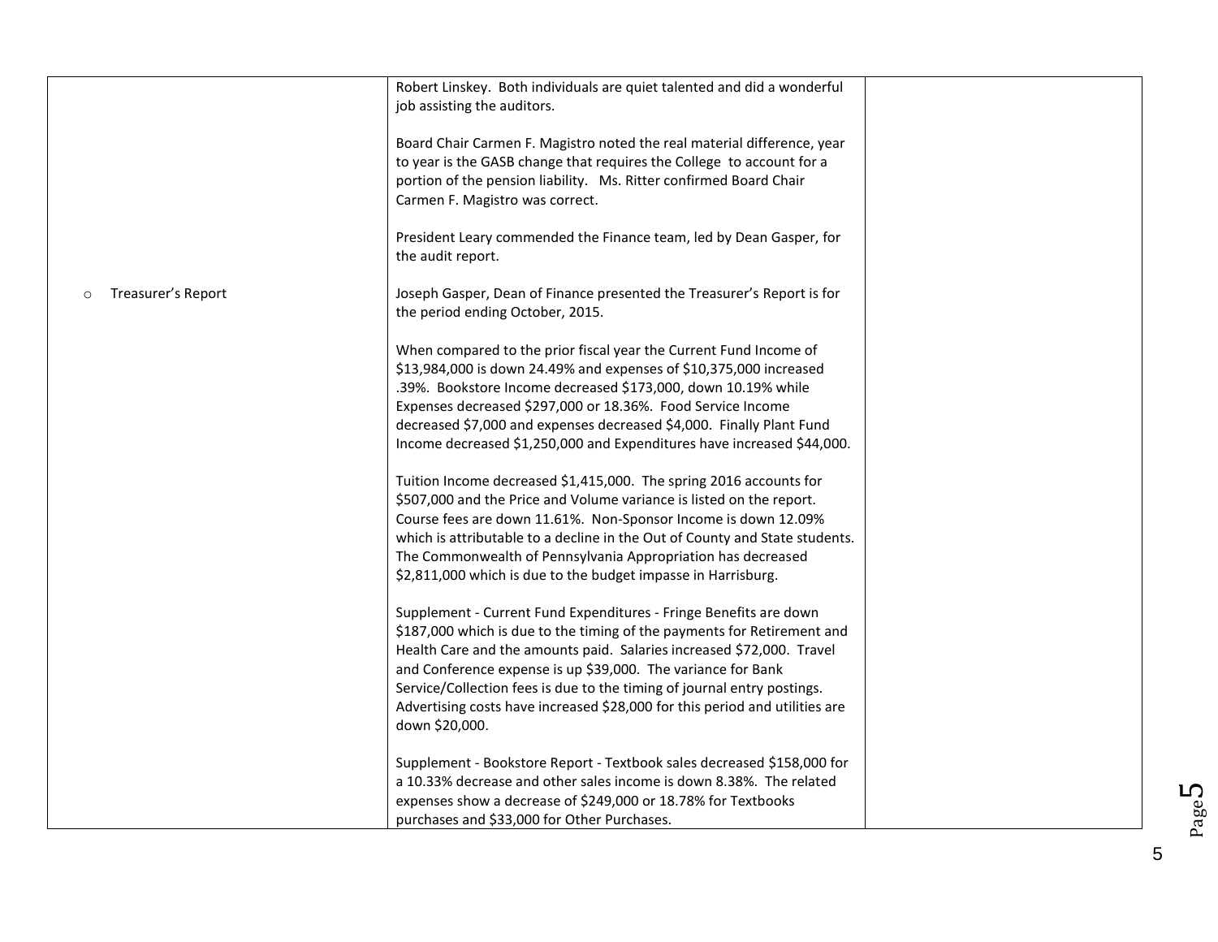| | | |
|---|---|---|
| | Robert Linskey. Both individuals are quiet talented and did a wonderful job assisting the auditors.<br><br>Board Chair Carmen F. Magistro noted the real material difference, year to year is the GASB change that requires the College to account for a portion of the pension liability. Ms. Ritter confirmed Board Chair Carmen F. Magistro was correct.<br><br>President Leary commended the Finance team, led by Dean Gasper, for the audit report. | |
| ○ Treasurer's Report | Joseph Gasper, Dean of Finance presented the Treasurer's Report is for the period ending October, 2015.<br><br>When compared to the prior fiscal year the Current Fund Income of $13,984,000 is down 24.49% and expenses of $10,375,000 increased .39%. Bookstore Income decreased $173,000, down 10.19% while Expenses decreased $297,000 or 18.36%. Food Service Income decreased $7,000 and expenses decreased $4,000. Finally Plant Fund Income decreased $1,250,000 and Expenditures have increased $44,000.<br><br>Tuition Income decreased $1,415,000. The spring 2016 accounts for $507,000 and the Price and Volume variance is listed on the report. Course fees are down 11.61%. Non-Sponsor Income is down 12.09% which is attributable to a decline in the Out of County and State students. The Commonwealth of Pennsylvania Appropriation has decreased $2,811,000 which is due to the budget impasse in Harrisburg.<br><br>Supplement - Current Fund Expenditures - Fringe Benefits are down $187,000 which is due to the timing of the payments for Retirement and Health Care and the amounts paid. Salaries increased $72,000. Travel and Conference expense is up $39,000. The variance for Bank Service/Collection fees is due to the timing of journal entry postings. Advertising costs have increased $28,000 for this period and utilities are down $20,000.<br><br>Supplement - Bookstore Report - Textbook sales decreased $158,000 for a 10.33% decrease and other sales income is down 8.38%. The related expenses show a decrease of $249,000 or 18.78% for Textbooks purchases and $33,000 for Other Purchases. | |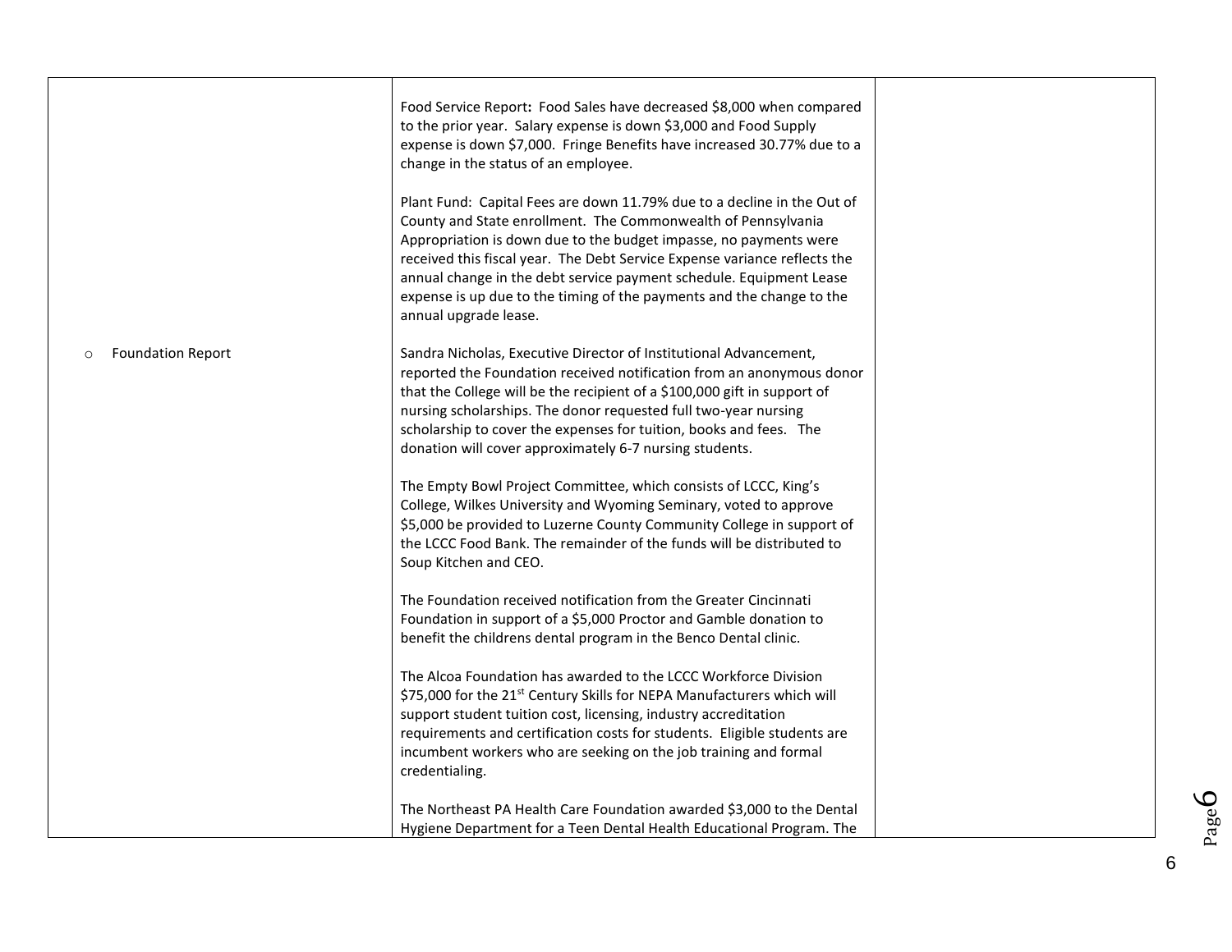| | | |
|---|---|---|
| | Food Service Report**:** Food Sales have decreased \$8,000 when compared to the prior year. Salary expense is down \$3,000 and Food Supply expense is down \$7,000. Fringe Benefits have increased 30.77% due to a change in the status of an employee.<br><br>Plant Fund: Capital Fees are down 11.79% due to a decline in the Out of County and State enrollment. The Commonwealth of Pennsylvania Appropriation is down due to the budget impasse, no payments were received this fiscal year. The Debt Service Expense variance reflects the annual change in the debt service payment schedule. Equipment Lease expense is up due to the timing of the payments and the change to the annual upgrade lease. | |
| ○ Foundation Report | Sandra Nicholas, Executive Director of Institutional Advancement, reported the Foundation received notification from an anonymous donor that the College will be the recipient of a \$100,000 gift in support of nursing scholarships. The donor requested full two-year nursing scholarship to cover the expenses for tuition, books and fees. The donation will cover approximately 6-7 nursing students.<br><br>The Empty Bowl Project Committee, which consists of LCCC, King's College, Wilkes University and Wyoming Seminary, voted to approve \$5,000 be provided to Luzerne County Community College in support of the LCCC Food Bank. The remainder of the funds will be distributed to Soup Kitchen and CEO.<br><br>The Foundation received notification from the Greater Cincinnati Foundation in support of a \$5,000 Proctor and Gamble donation to benefit the childrens dental program in the Benco Dental clinic.<br><br>The Alcoa Foundation has awarded to the LCCC Workforce Division \$75,000 for the 21st Century Skills for NEPA Manufacturers which will support student tuition cost, licensing, industry accreditation requirements and certification costs for students. Eligible students are incumbent workers who are seeking on the job training and formal credentialing.<br><br>The Northeast PA Health Care Foundation awarded \$3,000 to the Dental Hygiene Department for a Teen Dental Health Educational Program. The | |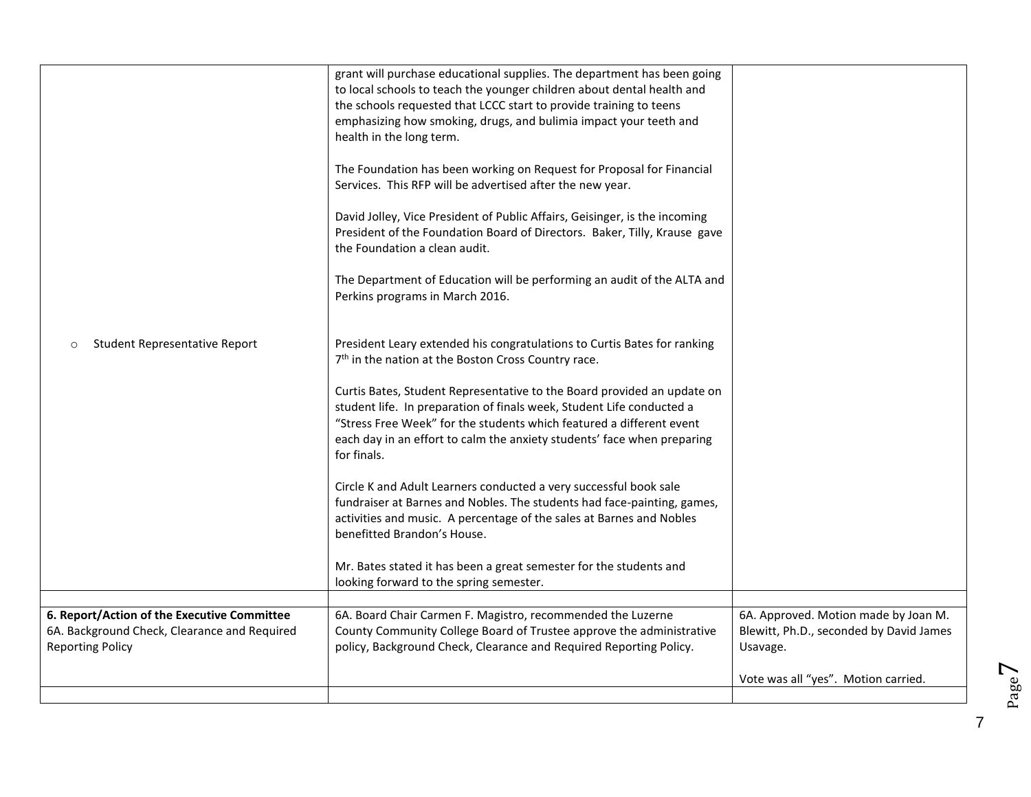| | | |
|---|---|---|
| | grant will purchase educational supplies. The department has been going to local schools to teach the younger children about dental health and the schools requested that LCCC start to provide training to teens emphasizing how smoking, drugs, and bulimia impact your teeth and health in the long term.<br><br>The Foundation has been working on Request for Proposal for Financial Services. This RFP will be advertised after the new year.<br><br>David Jolley, Vice President of Public Affairs, Geisinger, is the incoming President of the Foundation Board of Directors. Baker, Tilly, Krause gave the Foundation a clean audit.<br><br>The Department of Education will be performing an audit of the ALTA and Perkins programs in March 2016. | |
| ○ Student Representative Report | President Leary extended his congratulations to Curtis Bates for ranking 7th in the nation at the Boston Cross Country race.<br><br>Curtis Bates, Student Representative to the Board provided an update on student life. In preparation of finals week, Student Life conducted a "Stress Free Week" for the students which featured a different event each day in an effort to calm the anxiety students' face when preparing for finals.<br><br>Circle K and Adult Learners conducted a very successful book sale fundraiser at Barnes and Nobles. The students had face-painting, games, activities and music. A percentage of the sales at Barnes and Nobles benefitted Brandon's House.<br><br>Mr. Bates stated it has been a great semester for the students and looking forward to the spring semester. | |
| | | |
| **6. Report/Action of the Executive Committee**<br>6A. Background Check, Clearance and Required Reporting Policy | 6A. Board Chair Carmen F. Magistro, recommended the Luzerne County Community College Board of Trustee approve the administrative policy, Background Check, Clearance and Required Reporting Policy. | 6A. Approved. Motion made by Joan M. Blewitt, Ph.D., seconded by David James Usavage.<br><br>Vote was all "yes". Motion carried. |
| | | |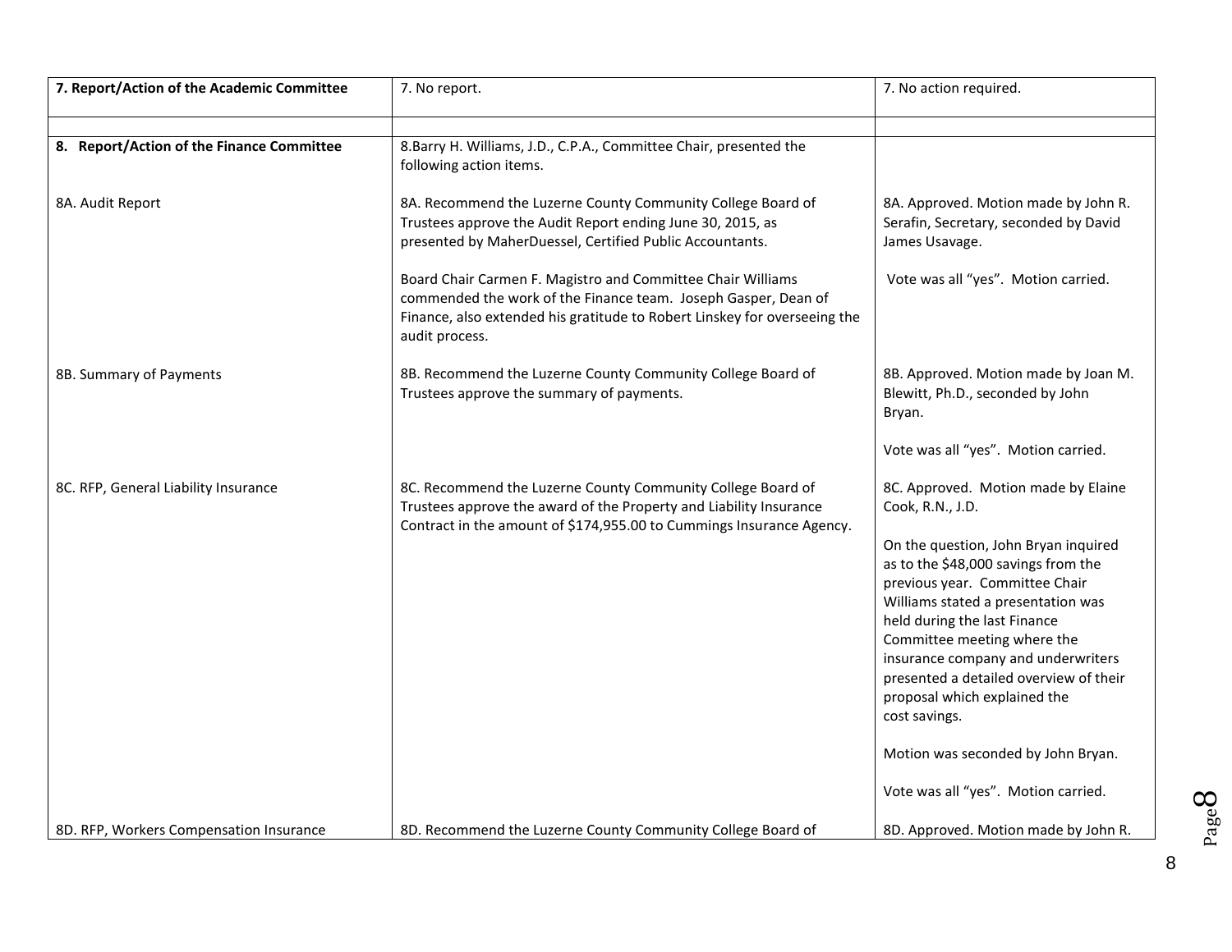| **7. Report/Action of the Academic Committee** | 7. No report. | 7. No action required. |
|---|---|---|
| | | |
| **8. Report/Action of the Finance Committee** | 8.Barry H. Williams, J.D., C.P.A., Committee Chair, presented the following action items. | |
| 8A. Audit Report | 8A. Recommend the Luzerne County Community College Board of Trustees approve the Audit Report ending June 30, 2015, as presented by MaherDuessel, Certified Public Accountants.<br><br>Board Chair Carmen F. Magistro and Committee Chair Williams commended the work of the Finance team. Joseph Gasper, Dean of Finance, also extended his gratitude to Robert Linskey for overseeing the audit process. | 8A. Approved. Motion made by John R. Serafin, Secretary, seconded by David James Usavage.<br><br>Vote was all "yes". Motion carried. |
| 8B. Summary of Payments | 8B. Recommend the Luzerne County Community College Board of Trustees approve the summary of payments. | 8B. Approved. Motion made by Joan M. Blewitt, Ph.D., seconded by John Bryan.<br><br>Vote was all "yes". Motion carried. |
| 8C. RFP, General Liability Insurance | 8C. Recommend the Luzerne County Community College Board of Trustees approve the award of the Property and Liability Insurance Contract in the amount of $174,955.00 to Cummings Insurance Agency. | 8C. Approved. Motion made by Elaine Cook, R.N., J.D.<br><br>On the question, John Bryan inquired as to the $48,000 savings from the previous year. Committee Chair Williams stated a presentation was held during the last Finance Committee meeting where the insurance company and underwriters presented a detailed overview of their proposal which explained the cost savings.<br><br>Motion was seconded by John Bryan.<br><br>Vote was all "yes". Motion carried. |
| 8D. RFP, Workers Compensation Insurance | 8D. Recommend the Luzerne County Community College Board of | 8D. Approved. Motion made by John R. |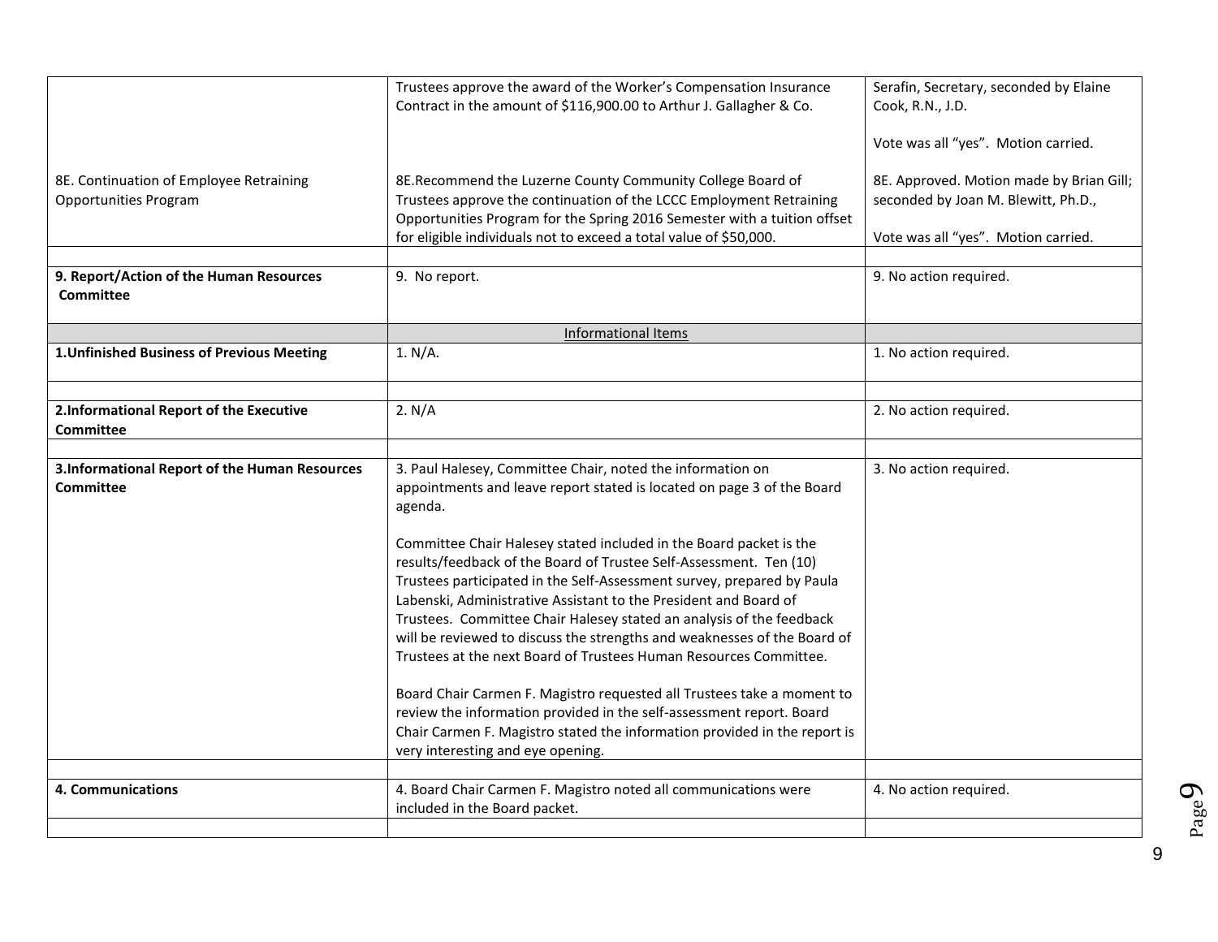| | | |
|---|---|---|
| | Trustees approve the award of the Worker's Compensation Insurance Contract in the amount of $116,900.00 to Arthur J. Gallagher & Co. | Serafin, Secretary, seconded by Elaine Cook, R.N., J.D.<br><br>Vote was all "yes". Motion carried. |
| 8E. Continuation of Employee Retraining Opportunities Program | 8E.Recommend the Luzerne County Community College Board of Trustees approve the continuation of the LCCC Employment Retraining Opportunities Program for the Spring 2016 Semester with a tuition offset for eligible individuals not to exceed a total value of $50,000. | 8E. Approved. Motion made by Brian Gill; seconded by Joan M. Blewitt, Ph.D.,<br><br>Vote was all "yes". Motion carried. |
| | | |
| **9. Report/Action of the Human Resources Committee** | 9. No report. | 9. No action required. |
| | Informational Items | |
| **1.Unfinished Business of Previous Meeting** | 1. N/A. | 1. No action required. |
| | | |
| **2.Informational Report of the Executive Committee** | 2. N/A | 2. No action required. |
| | | |
| **3.Informational Report of the Human Resources Committee** | 3. Paul Halesey, Committee Chair, noted the information on appointments and leave report stated is located on page 3 of the Board agenda.<br><br>Committee Chair Halesey stated included in the Board packet is the results/feedback of the Board of Trustee Self-Assessment. Ten (10) Trustees participated in the Self-Assessment survey, prepared by Paula Labenski, Administrative Assistant to the President and Board of Trustees. Committee Chair Halesey stated an analysis of the feedback will be reviewed to discuss the strengths and weaknesses of the Board of Trustees at the next Board of Trustees Human Resources Committee.<br><br>Board Chair Carmen F. Magistro requested all Trustees take a moment to review the information provided in the self-assessment report. Board Chair Carmen F. Magistro stated the information provided in the report is very interesting and eye opening. | 3. No action required. |
| | | |
| **4. Communications** | 4. Board Chair Carmen F. Magistro noted all communications were included in the Board packet. | 4. No action required. |
| | | |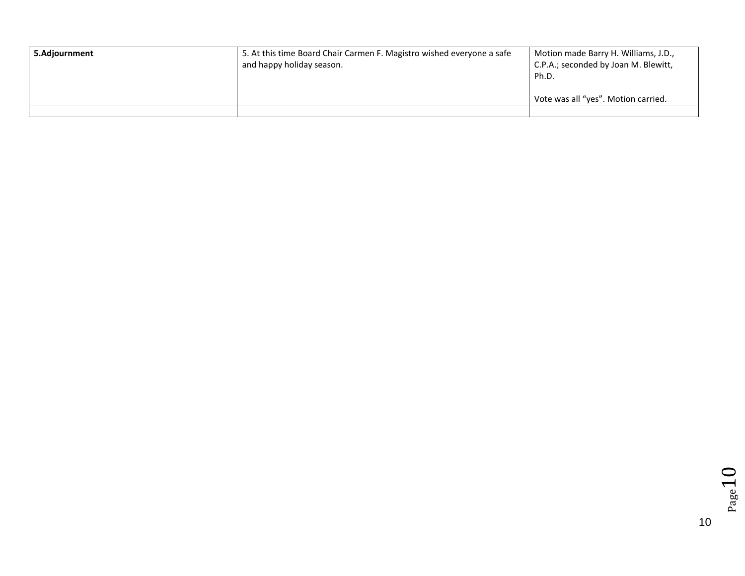| | | |
|---|---|---|
| **5.Adjournment** | 5. At this time Board Chair Carmen F. Magistro wished everyone a safe and happy holiday season. | Motion made Barry H. Williams, J.D., C.P.A.; seconded by Joan M. Blewitt, Ph.D.<br><br>Vote was all "yes". Motion carried. |
| | | |